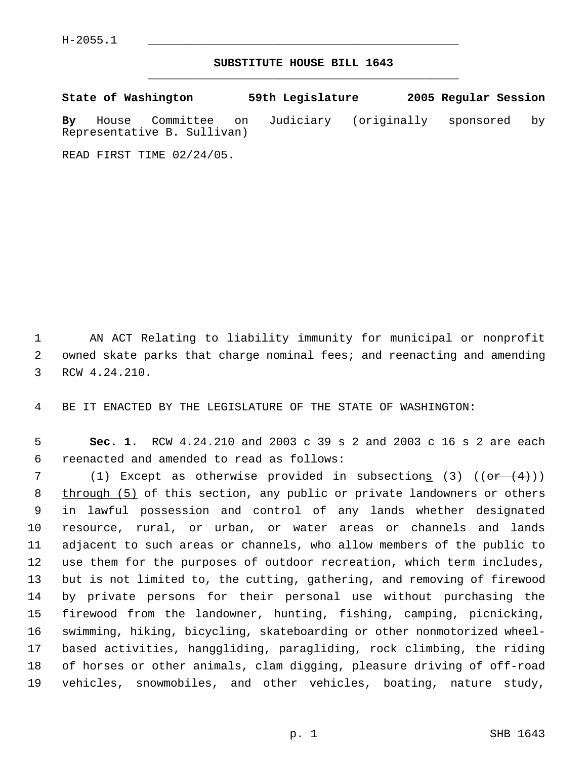H-2055.1

# SUBSTITUTE HOUSE BILL 1643

**State of Washington 59th Legislature 2005 Regular Session**

**By** House Committee on Judiciary (originally sponsored by Representative B. Sullivan)

READ FIRST TIME 02/24/05.

AN ACT Relating to liability immunity for municipal or nonprofit owned skate parks that charge nominal fees; and reenacting and amending RCW 4.24.210.

BE IT ENACTED BY THE LEGISLATURE OF THE STATE OF WASHINGTON:

**Sec. 1.** RCW 4.24.210 and 2003 c 39 s 2 and 2003 c 16 s 2 are each reenacted and amended to read as follows:

(1) Except as otherwise provided in subsections (3) ((~~or (4)~~)) through (5) of this section, any public or private landowners or others in lawful possession and control of any lands whether designated resource, rural, or urban, or water areas or channels and lands adjacent to such areas or channels, who allow members of the public to use them for the purposes of outdoor recreation, which term includes, but is not limited to, the cutting, gathering, and removing of firewood by private persons for their personal use without purchasing the firewood from the landowner, hunting, fishing, camping, picnicking, swimming, hiking, bicycling, skateboarding or other nonmotorized wheel-based activities, hanggliding, paragliding, rock climbing, the riding of horses or other animals, clam digging, pleasure driving of off-road vehicles, snowmobiles, and other vehicles, boating, nature study,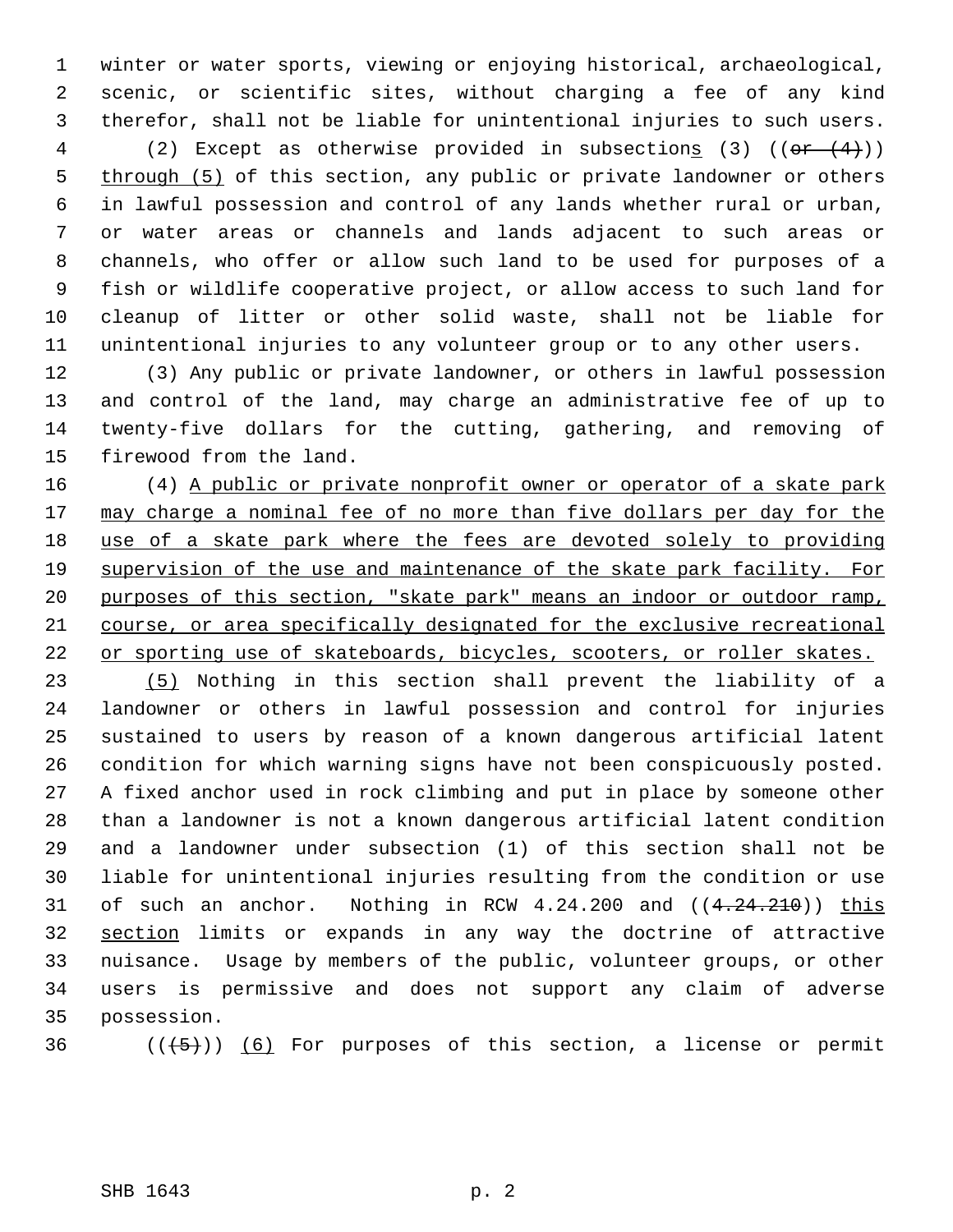winter or water sports, viewing or enjoying historical, archaeological, scenic, or scientific sites, without charging a fee of any kind therefor, shall not be liable for unintentional injuries to such users.

(2) Except as otherwise provided in subsections (3) ((~~or (4)~~)) through (5) of this section, any public or private landowner or others in lawful possession and control of any lands whether rural or urban, or water areas or channels and lands adjacent to such areas or channels, who offer or allow such land to be used for purposes of a fish or wildlife cooperative project, or allow access to such land for cleanup of litter or other solid waste, shall not be liable for unintentional injuries to any volunteer group or to any other users.

(3) Any public or private landowner, or others in lawful possession and control of the land, may charge an administrative fee of up to twenty-five dollars for the cutting, gathering, and removing of firewood from the land.

(4) A public or private nonprofit owner or operator of a skate park may charge a nominal fee of no more than five dollars per day for the use of a skate park where the fees are devoted solely to providing supervision of the use and maintenance of the skate park facility. For purposes of this section, "skate park" means an indoor or outdoor ramp, course, or area specifically designated for the exclusive recreational or sporting use of skateboards, bicycles, scooters, or roller skates.

(5) Nothing in this section shall prevent the liability of a landowner or others in lawful possession and control for injuries sustained to users by reason of a known dangerous artificial latent condition for which warning signs have not been conspicuously posted. A fixed anchor used in rock climbing and put in place by someone other than a landowner is not a known dangerous artificial latent condition and a landowner under subsection (1) of this section shall not be liable for unintentional injuries resulting from the condition or use of such an anchor. Nothing in RCW 4.24.200 and ((~~4.24.210~~)) this section limits or expands in any way the doctrine of attractive nuisance. Usage by members of the public, volunteer groups, or other users is permissive and does not support any claim of adverse possession.

((~~(5)~~)) (6) For purposes of this section, a license or permit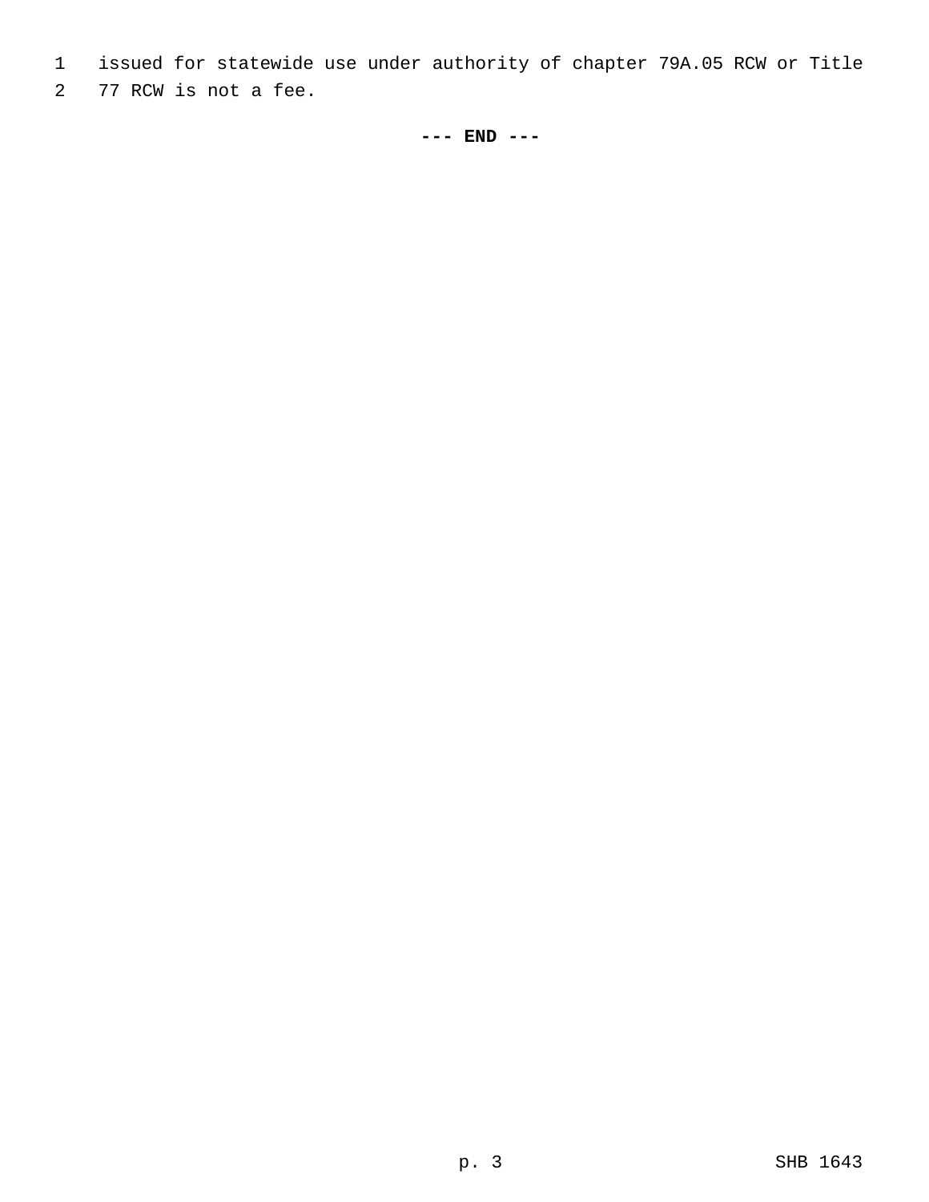issued for statewide use under authority of chapter 79A.05 RCW or Title 77 RCW is not a fee.

**--- END ---**